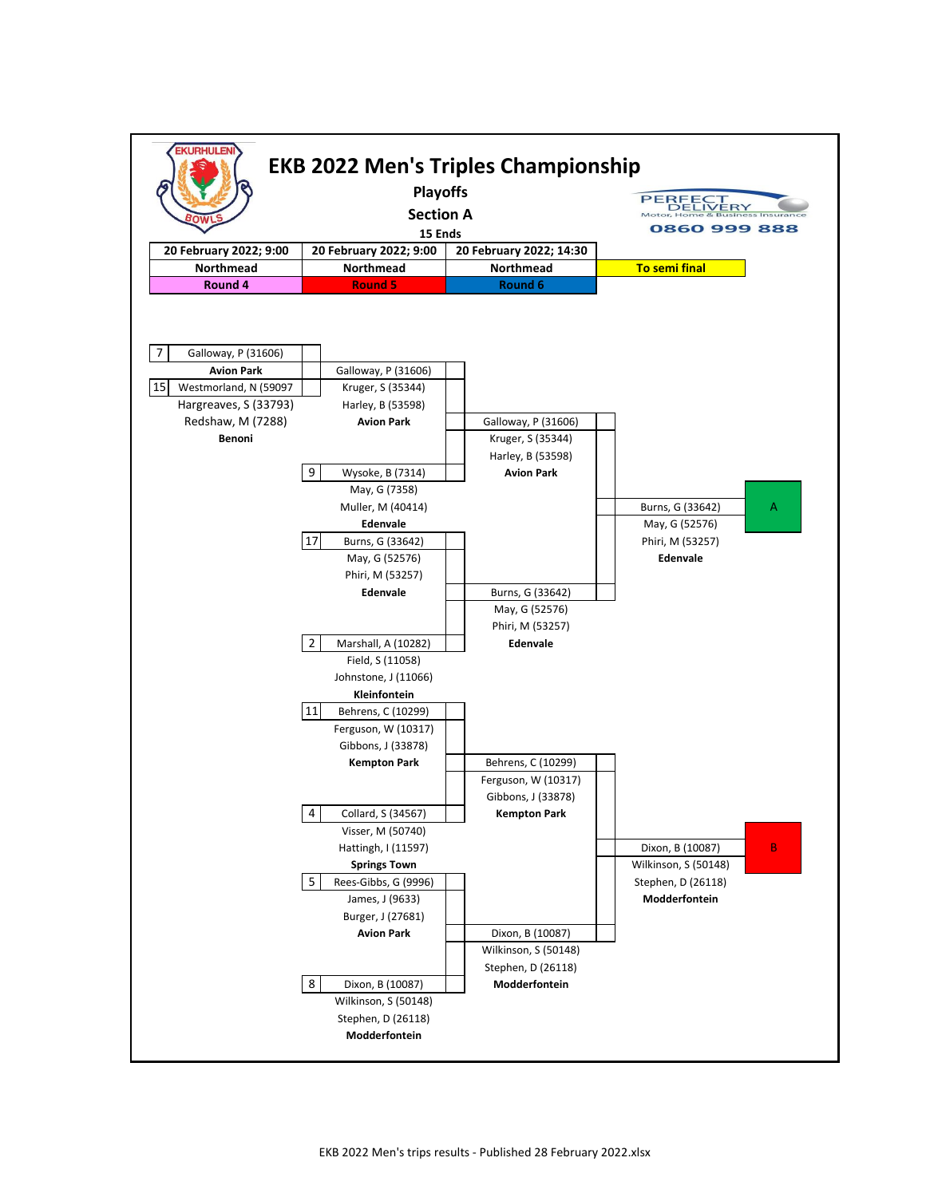# EKB 2022 Men's Triples Championship

## Playoffs

## Section A

**15 Ends**

PERFECT DELIVERY
Motor, Home & Business Insurance
0860 999 888

| 20 February 2022; 9:00 | 20 February 2022; 9:00 | 20 February 2022; 14:30 | |
|---|---|---|---|
| Northmead | Northmead | Northmead | To semi final |
| Round 4 | Round 5 | Round 6 | |

### Round 4

- 7 Galloway, P (31606) — **Avion Park**
- 15 Westmorland, N (59097), Hargreaves, S (33793), Redshaw, M (7288) — **Benoni**

### Round 5

- Galloway, P (31606), Kruger, S (35344), Harley, B (53598) — **Avion Park**
- 9 Wysoke, B (7314), May, G (7358), Muller, M (40414) — **Edenvale**
- 17 Burns, G (33642), May, G (52576), Phiri, M (53257) — **Edenvale**
- 2 Marshall, A (10282), Field, S (11058), Johnstone, J (11066) — **Kleinfontein**
- 11 Behrens, C (10299), Ferguson, W (10317), Gibbons, J (33878) — **Kempton Park**
- 4 Collard, S (34567), Visser, M (50740), Hattingh, I (11597) — **Springs Town**
- 5 Rees-Gibbs, G (9996), James, J (9633), Burger, J (27681) — **Avion Park**
- 8 Dixon, B (10087), Wilkinson, S (50148), Stephen, D (26118) — **Modderfontein**

### Round 6

- Galloway, P (31606), Kruger, S (35344), Harley, B (53598) — **Avion Park**
- Burns, G (33642), May, G (52576), Phiri, M (53257) — **Edenvale**
- Behrens, C (10299), Ferguson, W (10317), Gibbons, J (33878) — **Kempton Park**
- Dixon, B (10087), Wilkinson, S (50148), Stephen, D (26118) — **Modderfontein**

### To semi final

- **A**: Burns, G (33642), May, G (52576), Phiri, M (53257) — **Edenvale**
- **B**: Dixon, B (10087), Wilkinson, S (50148), Stephen, D (26118) — **Modderfontein**

EKB 2022 Men's trips results - Published 28 February 2022.xlsx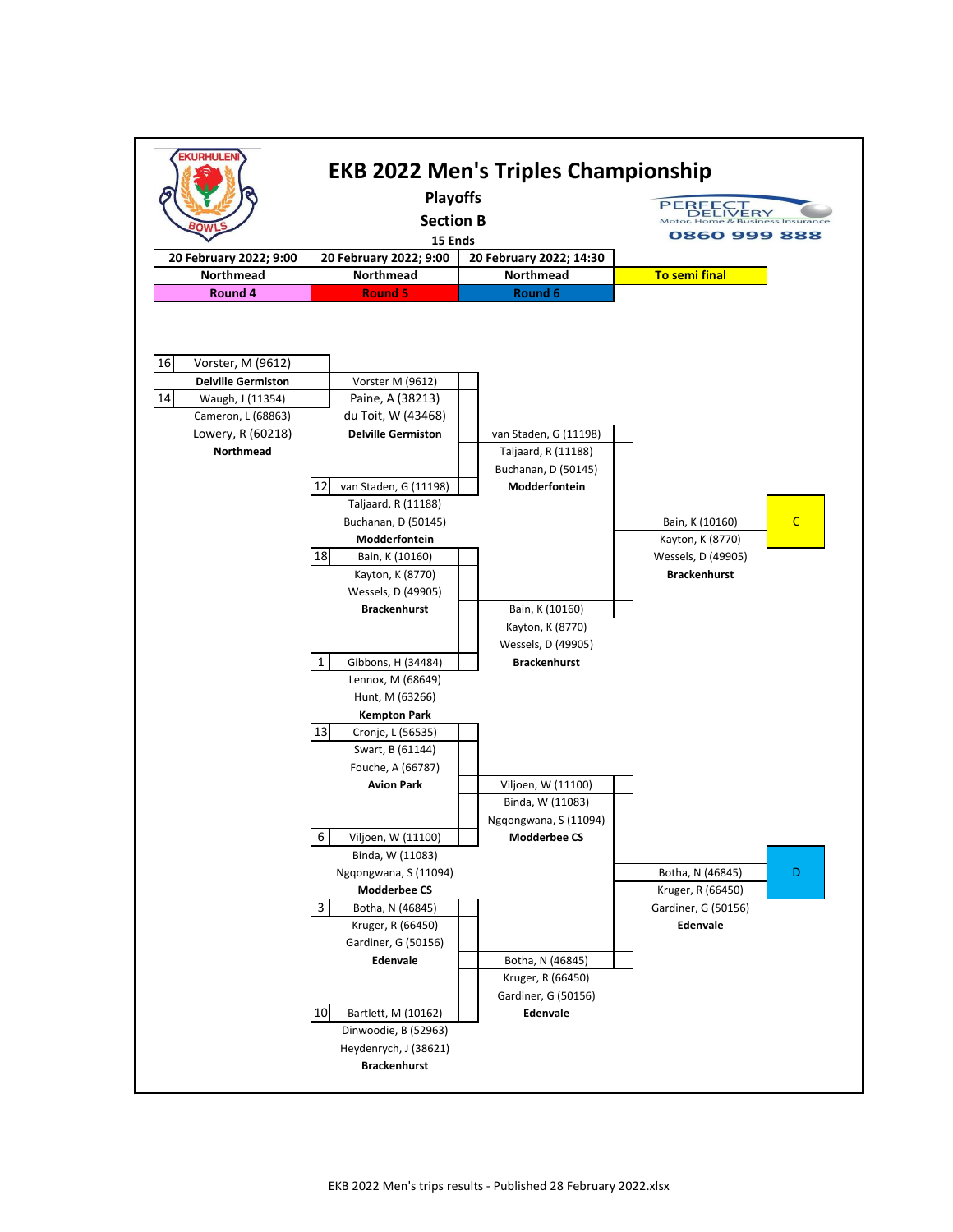# EKB 2022 Men's Triples Championship

**Playoffs**

**Section B**

**15 Ends**

PERFECT DELIVERY
Motor, Home & Business Insurance
0860 999 888

| 20 February 2022; 9:00 | 20 February 2022; 9:00 | 20 February 2022; 14:30 | |
|---|---|---|---|
| Northmead | Northmead | Northmead | To semi final |
| Round 4 | Round 5 | Round 6 | |

**Round 4**

- 16 Vorster, M (9612) — **Delville Germiston**
- 14 Waugh, J (11354), Cameron, L (68863), Lowery, R (60218) — **Northmead**

**Round 5**

- Vorster M (9612), Paine, A (38213), du Toit, W (43468) — **Delville Germiston**
- 12 van Staden, G (11198), Taljaard, R (11188), Buchanan, D (50145) — **Modderfontein**
- 18 Bain, K (10160), Kayton, K (8770), Wessels, D (49905) — **Brackenhurst**
- 1 Gibbons, H (34484), Lennox, M (68649), Hunt, M (63266) — **Kempton Park**
- 13 Cronje, L (56535), Swart, B (61144), Fouche, A (66787) — **Avion Park**
- 6 Viljoen, W (11100), Binda, W (11083), Ngqongwana, S (11094) — **Modderbee CS**
- 3 Botha, N (46845), Kruger, R (66450), Gardiner, G (50156) — **Edenvale**
- 10 Bartlett, M (10162), Dinwoodie, B (52963), Heydenrych, J (38621) — **Brackenhurst**

**Round 6**

- van Staden, G (11198), Taljaard, R (11188), Buchanan, D (50145) — **Modderfontein**
- Bain, K (10160), Kayton, K (8770), Wessels, D (49905) — **Brackenhurst**
- Viljoen, W (11100), Binda, W (11083), Ngqongwana, S (11094) — **Modderbee CS**
- Botha, N (46845), Kruger, R (66450), Gardiner, G (50156) — **Edenvale**

**To semi final**

- C: Bain, K (10160), Kayton, K (8770), Wessels, D (49905) — **Brackenhurst**
- D: Botha, N (46845), Kruger, R (66450), Gardiner, G (50156) — **Edenvale**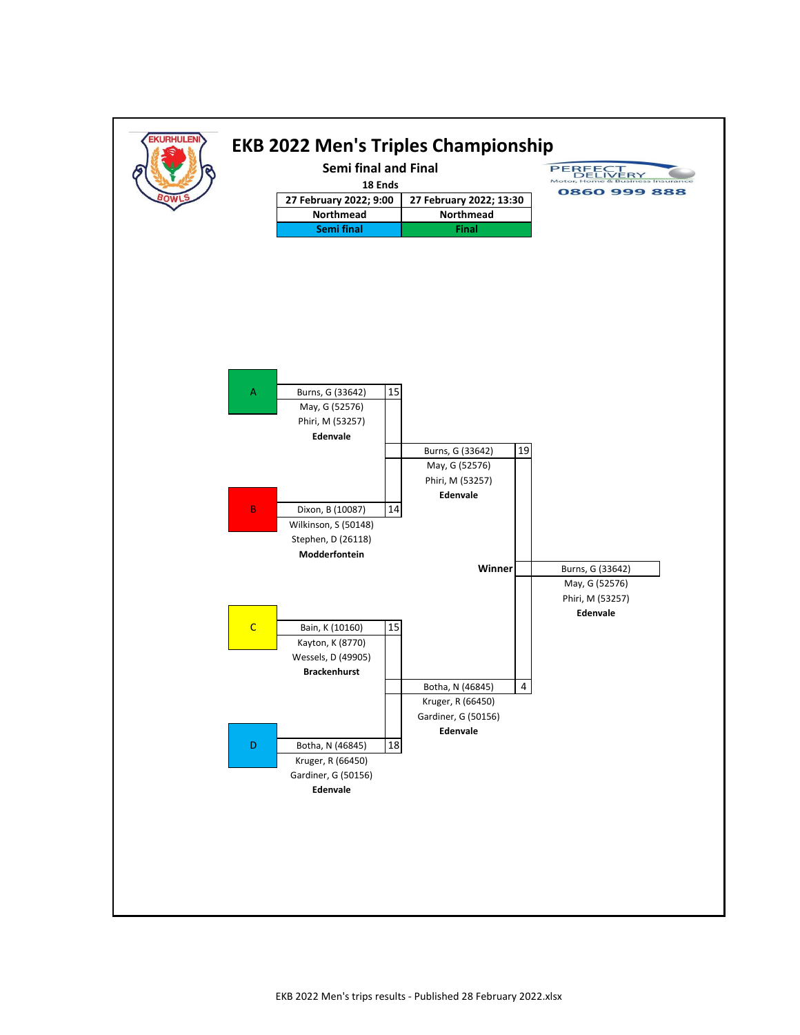# EKB 2022 Men's Triples Championship

## Semi final and Final

**18 Ends**

| 27 February 2022; 9:00 | 27 February 2022; 13:30 |
|---|---|
| Northmead | Northmead |
| Semi final | Final |

EKURHULENI BOWLS

PERFECT DELIVERY
Motor, Home & Business Insurance
0860 999 888

A

Burns, G (33642) 15
May, G (52576)
Phiri, M (53257)
**Edenvale**

B

Dixon, B (10087) 14
Wilkinson, S (50148)
Stephen, D (26118)
**Modderfontein**

C

Bain, K (10160) 15
Kayton, K (8770)
Wessels, D (49905)
**Brackenhurst**

D

Botha, N (46845) 18
Kruger, R (66450)
Gardiner, G (50156)
**Edenvale**

Final

Burns, G (33642) 19
May, G (52576)
Phiri, M (53257)
**Edenvale**

Botha, N (46845) 4
Kruger, R (66450)
Gardiner, G (50156)
**Edenvale**

**Winner**

Burns, G (33642)
May, G (52576)
Phiri, M (53257)
**Edenvale**

EKB 2022 Men's trips results - Published 28 February 2022.xlsx